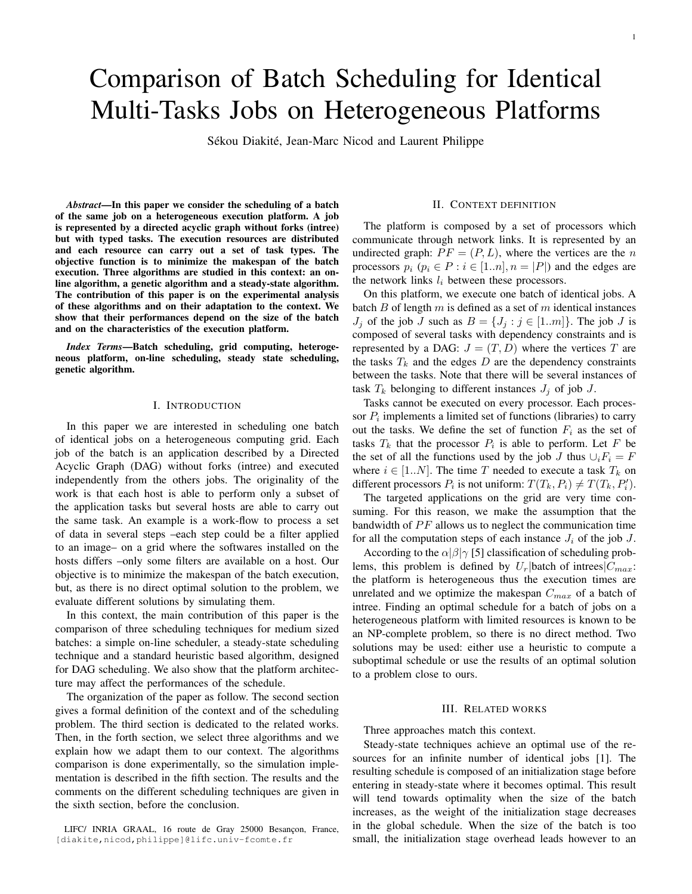# Comparison of Batch Scheduling for Identical Multi-Tasks Jobs on Heterogeneous Platforms

Sékou Diakité, Jean-Marc Nicod and Laurent Philippe

***Abstract*—In this paper we consider the scheduling of a batch of the same job on a heterogeneous execution platform. A job is represented by a directed acyclic graph without forks (intree) but with typed tasks. The execution resources are distributed and each resource can carry out a set of task types. The objective function is to minimize the makespan of the batch execution. Three algorithms are studied in this context: an on-line algorithm, a genetic algorithm and a steady-state algorithm. The contribution of this paper is on the experimental analysis of these algorithms and on their adaptation to the context. We show that their performances depend on the size of the batch and on the characteristics of the execution platform.**

***Index Terms*—Batch scheduling, grid computing, heterogeneous platform, on-line scheduling, steady state scheduling, genetic algorithm.**

## I. Introduction

In this paper we are interested in scheduling one batch of identical jobs on a heterogeneous computing grid. Each job of the batch is an application described by a Directed Acyclic Graph (DAG) without forks (intree) and executed independently from the others jobs. The originality of the work is that each host is able to perform only a subset of the application tasks but several hosts are able to carry out the same task. An example is a work-flow to process a set of data in several steps –each step could be a filter applied to an image– on a grid where the softwares installed on the hosts differs –only some filters are available on a host. Our objective is to minimize the makespan of the batch execution, but, as there is no direct optimal solution to the problem, we evaluate different solutions by simulating them.

In this context, the main contribution of this paper is the comparison of three scheduling techniques for medium sized batches: a simple on-line scheduler, a steady-state scheduling technique and a standard heuristic based algorithm, designed for DAG scheduling. We also show that the platform architecture may affect the performances of the schedule.

The organization of the paper as follow. The second section gives a formal definition of the context and of the scheduling problem. The third section is dedicated to the related works. Then, in the forth section, we select three algorithms and we explain how we adapt them to our context. The algorithms comparison is done experimentally, so the simulation implementation is described in the fifth section. The results and the comments on the different scheduling techniques are given in the sixth section, before the conclusion.

LIFC/ INRIA GRAAL, 16 route de Gray 25000 Besançon, France, [diakite,nicod,philippe]@lifc.univ-fcomte.fr

## II. Context definition

The platform is composed by a set of processors which communicate through network links. It is represented by an undirected graph: $PF = (P, L)$, where the vertices are the $n$ processors $p_i$ ($p_i \in P : i \in [1..n], n = |P|$) and the edges are the network links $l_i$ between these processors.

On this platform, we execute one batch of identical jobs. A batch $B$ of length $m$ is defined as a set of $m$ identical instances $J_j$ of the job $J$ such as $B = \{J_j : j \in [1..m]\}$. The job $J$ is composed of several tasks with dependency constraints and is represented by a DAG: $J = (T, D)$ where the vertices $T$ are the tasks $T_k$ and the edges $D$ are the dependency constraints between the tasks. Note that there will be several instances of task $T_k$ belonging to different instances $J_j$ of job $J$.

Tasks cannot be executed on every processor. Each processor $P_i$ implements a limited set of functions (libraries) to carry out the tasks. We define the set of function $F_i$ as the set of tasks $T_k$ that the processor $P_i$ is able to perform. Let $F$ be the set of all the functions used by the job $J$ thus $\cup_i F_i = F$ where $i \in [1..N]$. The time $T$ needed to execute a task $T_k$ on different processors $P_i$ is not uniform: $T(T_k, P_i) \neq T(T_k, P_i')$.

The targeted applications on the grid are very time consuming. For this reason, we make the assumption that the bandwidth of $PF$ allows us to neglect the communication time for all the computation steps of each instance $J_i$ of the job $J$.

According to the $\alpha|\beta|\gamma$ [5] classification of scheduling problems, this problem is defined by $U_r$|batch of intrees|$C_{max}$: the platform is heterogeneous thus the execution times are unrelated and we optimize the makespan $C_{max}$ of a batch of intree. Finding an optimal schedule for a batch of jobs on a heterogeneous platform with limited resources is known to be an NP-complete problem, so there is no direct method. Two solutions may be used: either use a heuristic to compute a suboptimal schedule or use the results of an optimal solution to a problem close to ours.

## III. Related works

Three approaches match this context.

Steady-state techniques achieve an optimal use of the resources for an infinite number of identical jobs [1]. The resulting schedule is composed of an initialization stage before entering in steady-state where it becomes optimal. This result will tend towards optimality when the size of the batch increases, as the weight of the initialization stage decreases in the global schedule. When the size of the batch is too small, the initialization stage overhead leads however to an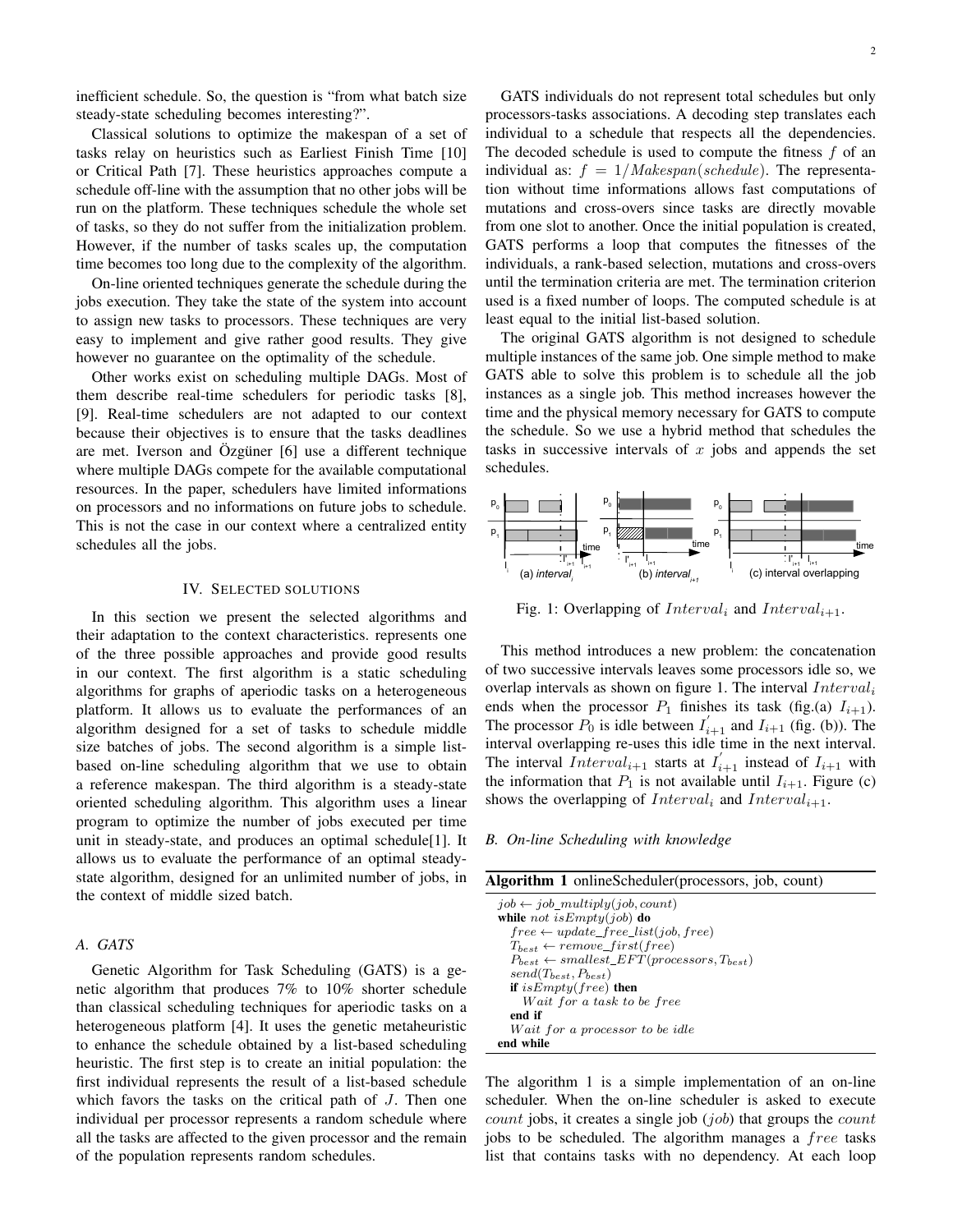inefficient schedule. So, the question is "from what batch size steady-state scheduling becomes interesting?".

Classical solutions to optimize the makespan of a set of tasks relay on heuristics such as Earliest Finish Time [10] or Critical Path [7]. These heuristics approaches compute a schedule off-line with the assumption that no other jobs will be run on the platform. These techniques schedule the whole set of tasks, so they do not suffer from the initialization problem. However, if the number of tasks scales up, the computation time becomes too long due to the complexity of the algorithm.

On-line oriented techniques generate the schedule during the jobs execution. They take the state of the system into account to assign new tasks to processors. These techniques are very easy to implement and give rather good results. They give however no guarantee on the optimality of the schedule.

Other works exist on scheduling multiple DAGs. Most of them describe real-time schedulers for periodic tasks [8], [9]. Real-time schedulers are not adapted to our context because their objectives is to ensure that the tasks deadlines are met. Iverson and Özgüner [6] use a different technique where multiple DAGs compete for the available computational resources. In the paper, schedulers have limited informations on processors and no informations on future jobs to schedule. This is not the case in our context where a centralized entity schedules all the jobs.

## IV. Selected solutions

In this section we present the selected algorithms and their adaptation to the context characteristics. represents one of the three possible approaches and provide good results in our context. The first algorithm is a static scheduling algorithms for graphs of aperiodic tasks on a heterogeneous platform. It allows us to evaluate the performances of an algorithm designed for a set of tasks to schedule middle size batches of jobs. The second algorithm is a simple list-based on-line scheduling algorithm that we use to obtain a reference makespan. The third algorithm is a steady-state oriented scheduling algorithm. This algorithm uses a linear program to optimize the number of jobs executed per time unit in steady-state, and produces an optimal schedule[1]. It allows us to evaluate the performance of an optimal steady-state algorithm, designed for an unlimited number of jobs, in the context of middle sized batch.

### A. GATS

Genetic Algorithm for Task Scheduling (GATS) is a genetic algorithm that produces 7% to 10% shorter schedule than classical scheduling techniques for aperiodic tasks on a heterogeneous platform [4]. It uses the genetic metaheuristic to enhance the schedule obtained by a list-based scheduling heuristic. The first step is to create an initial population: the first individual represents the result of a list-based schedule which favors the tasks on the critical path of $J$. Then one individual per processor represents a random schedule where all the tasks are affected to the given processor and the remain of the population represents random schedules.

GATS individuals do not represent total schedules but only processors-tasks associations. A decoding step translates each individual to a schedule that respects all the dependencies. The decoded schedule is used to compute the fitness $f$ of an individual as: $f = 1/Makespan(schedule)$. The representation without time informations allows fast computations of mutations and cross-overs since tasks are directly movable from one slot to another. Once the initial population is created, GATS performs a loop that computes the fitnesses of the individuals, a rank-based selection, mutations and cross-overs until the termination criteria are met. The termination criterion used is a fixed number of loops. The computed schedule is at least equal to the initial list-based solution.

The original GATS algorithm is not designed to schedule multiple instances of the same job. One simple method to make GATS able to solve this problem is to schedule all the job instances as a single job. This method increases however the time and the physical memory necessary for GATS to compute the schedule. So we use a hybrid method that schedules the tasks in successive intervals of $x$ jobs and appends the set schedules.

p0
p1
time
(a) $interval_i$
p0
p1
time
(b) $interval_{i+1}$
p0
p1
time
(c) interval overlapping

Fig. 1: Overlapping of $Interval_i$ and $Interval_{i+1}$.

This method introduces a new problem: the concatenation of two successive intervals leaves some processors idle so, we overlap intervals as shown on figure 1. The interval $Interval_i$ ends when the processor $P_1$ finishes its task (fig.(a) $I_{i+1}$). The processor $P_0$ is idle between $I^{'}_{i+1}$ and $I_{i+1}$ (fig. (b)). The interval overlapping re-uses this idle time in the next interval. The interval $Interval_{i+1}$ starts at $I^{'}_{i+1}$ instead of $I_{i+1}$ with the information that $P_1$ is not available until $I_{i+1}$. Figure (c) shows the overlapping of $Interval_i$ and $Interval_{i+1}$.

### B. On-line Scheduling with knowledge

**Algorithm 1** onlineScheduler(processors, job, count)

```
job ← job_multiply(job, count)
while not isEmpty(job) do
  free ← update_free_list(job, free)
  T_best ← remove_first(free)
  P_best ← smallest_EFT(processors, T_best)
  send(T_best, P_best)
  if isEmpty(free) then
    Wait for a task to be free
  end if
  Wait for a processor to be idle
end while
```

The algorithm 1 is a simple implementation of an on-line scheduler. When the on-line scheduler is asked to execute *count* jobs, it creates a single job (*job*) that groups the *count* jobs to be scheduled. The algorithm manages a *free* tasks list that contains tasks with no dependency. At each loop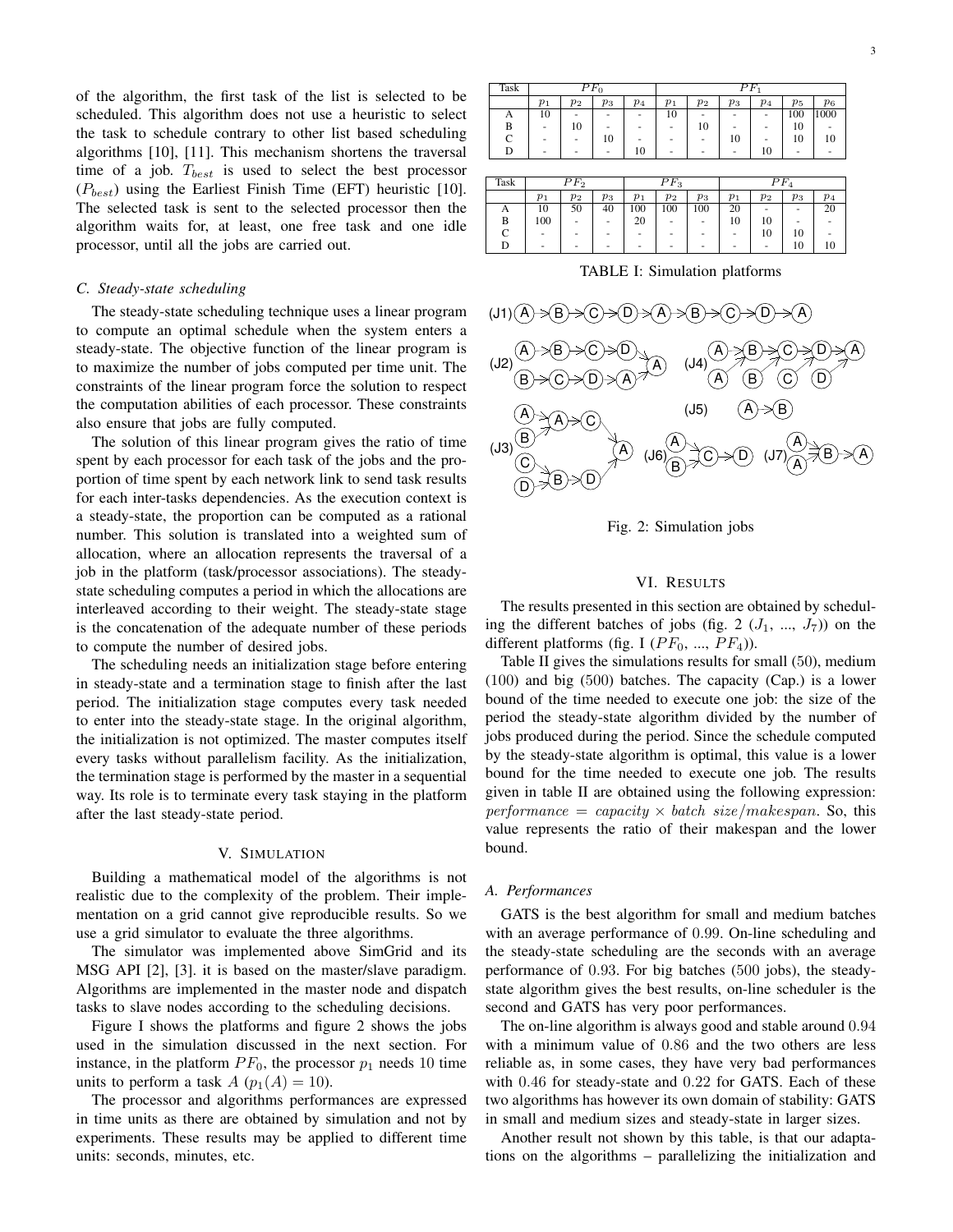of the algorithm, the first task of the list is selected to be scheduled. This algorithm does not use a heuristic to select the task to schedule contrary to other list based scheduling algorithms [10], [11]. This mechanism shortens the traversal time of a job. $T_{best}$ is used to select the best processor ($P_{best}$) using the Earliest Finish Time (EFT) heuristic [10]. The selected task is sent to the selected processor then the algorithm waits for, at least, one free task and one idle processor, until all the jobs are carried out.

### C. Steady-state scheduling

The steady-state scheduling technique uses a linear program to compute an optimal schedule when the system enters a steady-state. The objective function of the linear program is to maximize the number of jobs computed per time unit. The constraints of the linear program force the solution to respect the computation abilities of each processor. These constraints also ensure that jobs are fully computed.

The solution of this linear program gives the ratio of time spent by each processor for each task of the jobs and the proportion of time spent by each network link to send task results for each inter-tasks dependencies. As the execution context is a steady-state, the proportion can be computed as a rational number. This solution is translated into a weighted sum of allocation, where an allocation represents the traversal of a job in the platform (task/processor associations). The steady-state scheduling computes a period in which the allocations are interleaved according to their weight. The steady-state stage is the concatenation of the adequate number of these periods to compute the number of desired jobs.

The scheduling needs an initialization stage before entering in steady-state and a termination stage to finish after the last period. The initialization stage computes every task needed to enter into the steady-state stage. In the original algorithm, the initialization is not optimized. The master computes itself every tasks without parallelism facility. As the initialization, the termination stage is performed by the master in a sequential way. Its role is to terminate every task staying in the platform after the last steady-state period.

## V. Simulation

Building a mathematical model of the algorithms is not realistic due to the complexity of the problem. Their implementation on a grid cannot give reproducible results. So we use a grid simulator to evaluate the three algorithms.

The simulator was implemented above SimGrid and its MSG API [2], [3]. it is based on the master/slave paradigm. Algorithms are implemented in the master node and dispatch tasks to slave nodes according to the scheduling decisions.

Figure I shows the platforms and figure 2 shows the jobs used in the simulation discussed in the next section. For instance, in the platform $PF_0$, the processor $p_1$ needs 10 time units to perform a task $A$ ($p_1(A) = 10$).

The processor and algorithms performances are expressed in time units as there are obtained by simulation and not by experiments. These results may be applied to different time units: seconds, minutes, etc.

| Task | $PF_0$ | | | | $PF_1$ | | | | | |
|---|---|---|---|---|---|---|---|---|---|---|
| | $p_1$ | $p_2$ | $p_3$ | $p_4$ | $p_1$ | $p_2$ | $p_3$ | $p_4$ | $p_5$ | $p_6$ |
| A | 10 | - | - | - | 10 | - | - | - | 100 | 1000 |
| B | - | 10 | - | - | - | 10 | - | - | 10 | - |
| C | - | - | 10 | - | - | - | 10 | - | 10 | 10 |
| D | - | - | - | 10 | - | - | - | 10 | - | - |

| Task | $PF_2$ | | | $PF_3$ | | | $PF_4$ | | | |
|---|---|---|---|---|---|---|---|---|---|---|
| | $p_1$ | $p_2$ | $p_3$ | $p_1$ | $p_2$ | $p_3$ | $p_1$ | $p_2$ | $p_3$ | $p_4$ |
| A | 10 | 50 | 40 | 100 | 100 | 100 | 20 | - | - | 20 |
| B | 100 | - | - | 20 | - | - | 10 | 10 | - | - |
| C | - | - | - | - | - | - | - | 10 | 10 | - |
| D | - | - | - | - | - | - | - | - | 10 | 10 |

TABLE I: Simulation platforms

(J1) A → B → C → D → A → B → C → D → A

(J2) A → B → C → D → A; B → C → D → A → A

(J3) A, B, C, D → A → C; B → D; → A

(J4) A → B → C → D → A with A, B, C, D

(J5) A → B

(J6) A, B → C → D

(J7) A, A → B → A

Fig. 2: Simulation jobs

## VI. Results

The results presented in this section are obtained by scheduling the different batches of jobs (fig. 2 ($J_1$, ..., $J_7$)) on the different platforms (fig. I ($PF_0$, ..., $PF_4$)).

Table II gives the simulations results for small (50), medium (100) and big (500) batches. The capacity (Cap.) is a lower bound of the time needed to execute one job: the size of the period the steady-state algorithm divided by the number of jobs produced during the period. Since the schedule computed by the steady-state algorithm is optimal, this value is a lower bound for the time needed to execute one job. The results given in table II are obtained using the following expression: $performance = capacity \times batch\ size/makespan$. So, this value represents the ratio of their makespan and the lower bound.

### A. Performances

GATS is the best algorithm for small and medium batches with an average performance of 0.99. On-line scheduling and the steady-state scheduling are the seconds with an average performance of 0.93. For big batches (500 jobs), the steady-state algorithm gives the best results, on-line scheduler is the second and GATS has very poor performances.

The on-line algorithm is always good and stable around 0.94 with a minimum value of 0.86 and the two others are less reliable as, in some cases, they have very bad performances with 0.46 for steady-state and 0.22 for GATS. Each of these two algorithms has however its own domain of stability: GATS in small and medium sizes and steady-state in larger sizes.

Another result not shown by this table, is that our adaptations on the algorithms – parallelizing the initialization and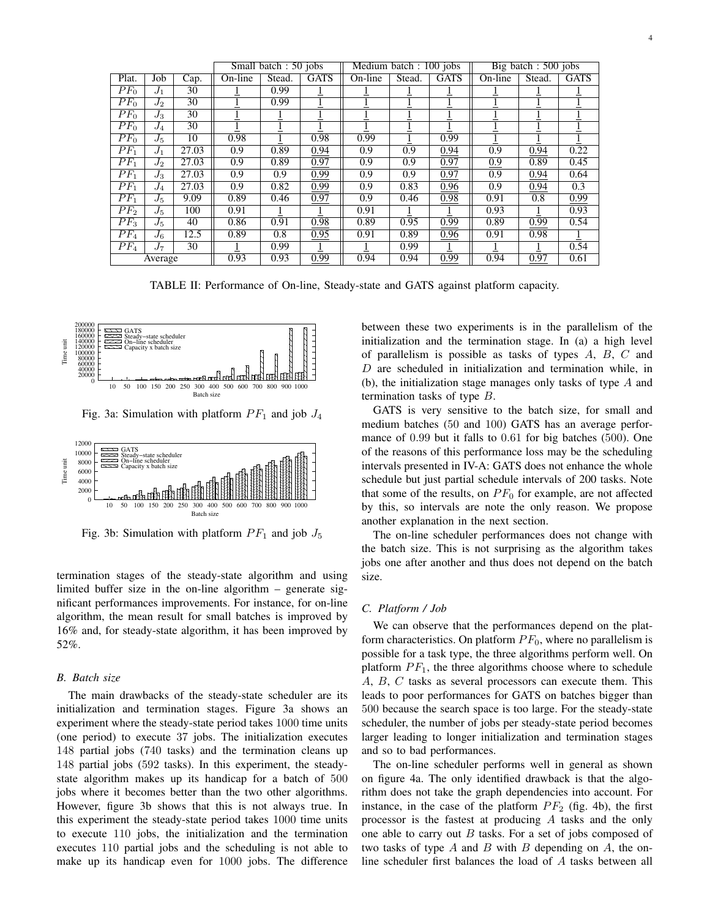| | | | Small batch : 50 jobs | | | Medium batch : 100 jobs | | | Big batch : 500 jobs | | |
|---|---|---|---|---|---|---|---|---|---|---|---|
| Plat. | Job | Cap. | On-line | Stead. | GATS | On-line | Stead. | GATS | On-line | Stead. | GATS |
| $PF_0$ | $J_1$ | 30 | 1 | 0.99 | 1 | 1 | 1 | 1 | 1 | 1 | 1 |
| $PF_0$ | $J_2$ | 30 | 1 | 0.99 | 1 | 1 | 1 | 1 | 1 | 1 | 1 |
| $PF_0$ | $J_3$ | 30 | 1 | 1 | 1 | 1 | 1 | 1 | 1 | 1 | 1 |
| $PF_0$ | $J_4$ | 30 | 1 | 1 | 1 | 1 | 1 | 1 | 1 | 1 | 1 |
| $PF_0$ | $J_5$ | 10 | 0.98 | 1 | 0.98 | 0.99 | 1 | 0.99 | 1 | 1 | 1 |
| $PF_1$ | $J_1$ | 27.03 | 0.9 | 0.89 | 0.94 | 0.9 | 0.9 | 0.94 | 0.9 | 0.94 | 0.22 |
| $PF_1$ | $J_2$ | 27.03 | 0.9 | 0.89 | 0.97 | 0.9 | 0.9 | 0.97 | 0.9 | 0.89 | 0.45 |
| $PF_1$ | $J_3$ | 27.03 | 0.9 | 0.9 | 0.99 | 0.9 | 0.9 | 0.97 | 0.9 | 0.94 | 0.64 |
| $PF_1$ | $J_4$ | 27.03 | 0.9 | 0.82 | 0.99 | 0.9 | 0.83 | 0.96 | 0.9 | 0.94 | 0.3 |
| $PF_1$ | $J_5$ | 9.09 | 0.89 | 0.46 | 0.97 | 0.9 | 0.46 | 0.98 | 0.91 | 0.8 | 0.99 |
| $PF_2$ | $J_5$ | 100 | 0.91 | 1 | 1 | 0.91 | 1 | 1 | 0.93 | 1 | 0.93 |
| $PF_3$ | $J_5$ | 40 | 0.86 | 0.91 | 0.98 | 0.89 | 0.95 | 0.99 | 0.89 | 0.99 | 0.54 |
| $PF_4$ | $J_6$ | 12.5 | 0.89 | 0.8 | 0.95 | 0.91 | 0.89 | 0.96 | 0.91 | 0.98 | 1 |
| $PF_4$ | $J_7$ | 30 | 1 | 0.99 | 1 | 1 | 0.99 | 1 | 1 | 1 | 0.54 |
| Average | | | 0.93 | 0.93 | 0.99 | 0.94 | 0.94 | 0.99 | 0.94 | 0.97 | 0.61 |

TABLE II: Performance of On-line, Steady-state and GATS against platform capacity.

Fig. 3a: Simulation with platform $PF_1$ and job $J_4$

Fig. 3b: Simulation with platform $PF_1$ and job $J_5$

termination stages of the steady-state algorithm and using limited buffer size in the on-line algorithm – generate significant performances improvements. For instance, for on-line algorithm, the mean result for small batches is improved by 16% and, for steady-state algorithm, it has been improved by 52%.

### B. Batch size

The main drawbacks of the steady-state scheduler are its initialization and termination stages. Figure 3a shows an experiment where the steady-state period takes 1000 time units (one period) to execute 37 jobs. The initialization executes 148 partial jobs (740 tasks) and the termination cleans up 148 partial jobs (592 tasks). In this experiment, the steady-state algorithm makes up its handicap for a batch of 500 jobs where it becomes better than the two other algorithms. However, figure 3b shows that this is not always true. In this experiment the steady-state period takes 1000 time units to execute 110 jobs, the initialization and the termination executes 110 partial jobs and the scheduling is not able to make up its handicap even for 1000 jobs. The difference between these two experiments is in the parallelism of the initialization and the termination stage. In (a) a high level of parallelism is possible as tasks of types $A$, $B$, $C$ and $D$ are scheduled in initialization and termination while, in (b), the initialization stage manages only tasks of type $A$ and termination tasks of type $B$.

GATS is very sensitive to the batch size, for small and medium batches (50 and 100) GATS has an average performance of 0.99 but it falls to 0.61 for big batches (500). One of the reasons of this performance loss may be the scheduling intervals presented in IV-A: GATS does not enhance the whole schedule but just partial schedule intervals of 200 tasks. Note that some of the results, on $PF_0$ for example, are not affected by this, so intervals are note the only reason. We propose another explanation in the next section.

The on-line scheduler performances does not change with the batch size. This is not surprising as the algorithm takes jobs one after another and thus does not depend on the batch size.

### C. Platform / Job

We can observe that the performances depend on the platform characteristics. On platform $PF_0$, where no parallelism is possible for a task type, the three algorithms perform well. On platform $PF_1$, the three algorithms choose where to schedule $A$, $B$, $C$ tasks as several processors can execute them. This leads to poor performances for GATS on batches bigger than 500 because the search space is too large. For the steady-state scheduler, the number of jobs per steady-state period becomes larger leading to longer initialization and termination stages and so to bad performances.

The on-line scheduler performs well in general as shown on figure 4a. The only identified drawback is that the algorithm does not take the graph dependencies into account. For instance, in the case of the platform $PF_2$ (fig. 4b), the first processor is the fastest at producing $A$ tasks and the only one able to carry out $B$ tasks. For a set of jobs composed of two tasks of type $A$ and $B$ with $B$ depending on $A$, the on-line scheduler first balances the load of $A$ tasks between all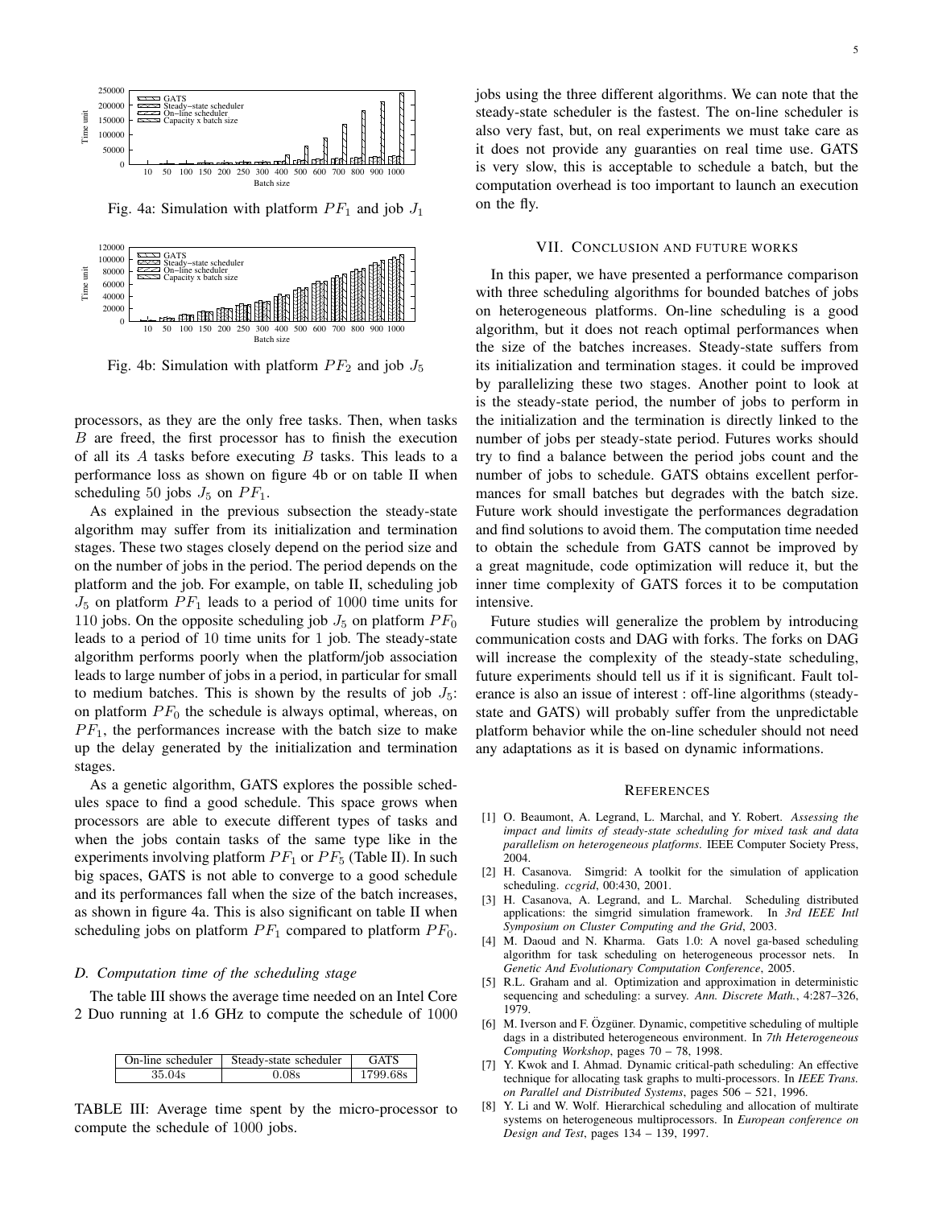Fig. 4a: Simulation with platform $PF_1$ and job $J_1$

Fig. 4b: Simulation with platform $PF_2$ and job $J_5$

processors, as they are the only free tasks. Then, when tasks $B$ are freed, the first processor has to finish the execution of all its $A$ tasks before executing $B$ tasks. This leads to a performance loss as shown on figure 4b or on table II when scheduling 50 jobs $J_5$ on $PF_1$.

As explained in the previous subsection the steady-state algorithm may suffer from its initialization and termination stages. These two stages closely depend on the period size and on the number of jobs in the period. The period depends on the platform and the job. For example, on table II, scheduling job $J_5$ on platform $PF_1$ leads to a period of 1000 time units for 110 jobs. On the opposite scheduling job $J_5$ on platform $PF_0$ leads to a period of 10 time units for 1 job. The steady-state algorithm performs poorly when the platform/job association leads to large number of jobs in a period, in particular for small to medium batches. This is shown by the results of job $J_5$: on platform $PF_0$ the schedule is always optimal, whereas, on $PF_1$, the performances increase with the batch size to make up the delay generated by the initialization and termination stages.

As a genetic algorithm, GATS explores the possible schedules space to find a good schedule. This space grows when processors are able to execute different types of tasks and when the jobs contain tasks of the same type like in the experiments involving platform $PF_1$ or $PF_5$ (Table II). In such big spaces, GATS is not able to converge to a good schedule and its performances fall when the size of the batch increases, as shown in figure 4a. This is also significant on table II when scheduling jobs on platform $PF_1$ compared to platform $PF_0$.

### D. Computation time of the scheduling stage

The table III shows the average time needed on an Intel Core 2 Duo running at 1.6 GHz to compute the schedule of 1000 jobs using the three different algorithms. We can note that the steady-state scheduler is the fastest. The on-line scheduler is also very fast, but, on real experiments we must take care as it does not provide any guaranties on real time use. GATS is very slow, this is acceptable to schedule a batch, but the computation overhead is too important to launch an execution on the fly.

| On-line scheduler | Steady-state scheduler | GATS |
|---|---|---|
| 35.04s | 0.08s | 1799.68s |

TABLE III: Average time spent by the micro-processor to compute the schedule of 1000 jobs.

## VII. Conclusion and future works

In this paper, we have presented a performance comparison with three scheduling algorithms for bounded batches of jobs on heterogeneous platforms. On-line scheduling is a good algorithm, but it does not reach optimal performances when the size of the batches increases. Steady-state suffers from its initialization and termination stages. it could be improved by parallelizing these two stages. Another point to look at is the steady-state period, the number of jobs to perform in the initialization and the termination is directly linked to the number of jobs per steady-state period. Futures works should try to find a balance between the period jobs count and the number of jobs to schedule. GATS obtains excellent performances for small batches but degrades with the batch size. Future work should investigate the performances degradation and find solutions to avoid them. The computation time needed to obtain the schedule from GATS cannot be improved by a great magnitude, code optimization will reduce it, but the inner time complexity of GATS forces it to be computation intensive.

Future studies will generalize the problem by introducing communication costs and DAG with forks. The forks on DAG will increase the complexity of the steady-state scheduling, future experiments should tell us if it is significant. Fault tolerance is also an issue of interest : off-line algorithms (steady-state and GATS) will probably suffer from the unpredictable platform behavior while the on-line scheduler should not need any adaptations as it is based on dynamic informations.

## References

[1] O. Beaumont, A. Legrand, L. Marchal, and Y. Robert. *Assessing the impact and limits of steady-state scheduling for mixed task and data parallelism on heterogeneous platforms*. IEEE Computer Society Press, 2004.

[2] H. Casanova. Simgrid: A toolkit for the simulation of application scheduling. *ccgrid*, 00:430, 2001.

[3] H. Casanova, A. Legrand, and L. Marchal. Scheduling distributed applications: the simgrid simulation framework. In *3rd IEEE Intl Symposium on Cluster Computing and the Grid*, 2003.

[4] M. Daoud and N. Kharma. Gats 1.0: A novel ga-based scheduling algorithm for task scheduling on heterogeneous processor nets. In *Genetic And Evolutionary Computation Conference*, 2005.

[5] R.L. Graham and al. Optimization and approximation in deterministic sequencing and scheduling: a survey. *Ann. Discrete Math.*, 4:287–326, 1979.

[6] M. Iverson and F. Özgüner. Dynamic, competitive scheduling of multiple dags in a distributed heterogeneous environment. In *7th Heterogeneous Computing Workshop*, pages 70 – 78, 1998.

[7] Y. Kwok and I. Ahmad. Dynamic critical-path scheduling: An effective technique for allocating task graphs to multi-processors. In *IEEE Trans. on Parallel and Distributed Systems*, pages 506 – 521, 1996.

[8] Y. Li and W. Wolf. Hierarchical scheduling and allocation of multirate systems on heterogeneous multiprocessors. In *European conference on Design and Test*, pages 134 – 139, 1997.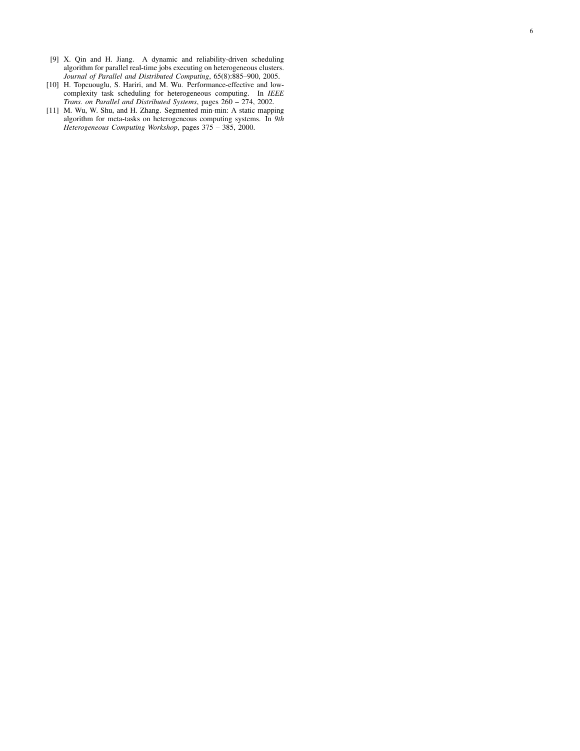[9] X. Qin and H. Jiang. A dynamic and reliability-driven scheduling algorithm for parallel real-time jobs executing on heterogeneous clusters. *Journal of Parallel and Distributed Computing*, 65(8):885–900, 2005.

[10] H. Topcuouglu, S. Hariri, and M. Wu. Performance-effective and low-complexity task scheduling for heterogeneous computing. In *IEEE Trans. on Parallel and Distributed Systems*, pages 260 – 274, 2002.

[11] M. Wu, W. Shu, and H. Zhang. Segmented min-min: A static mapping algorithm for meta-tasks on heterogeneous computing systems. In *9th Heterogeneous Computing Workshop*, pages 375 – 385, 2000.